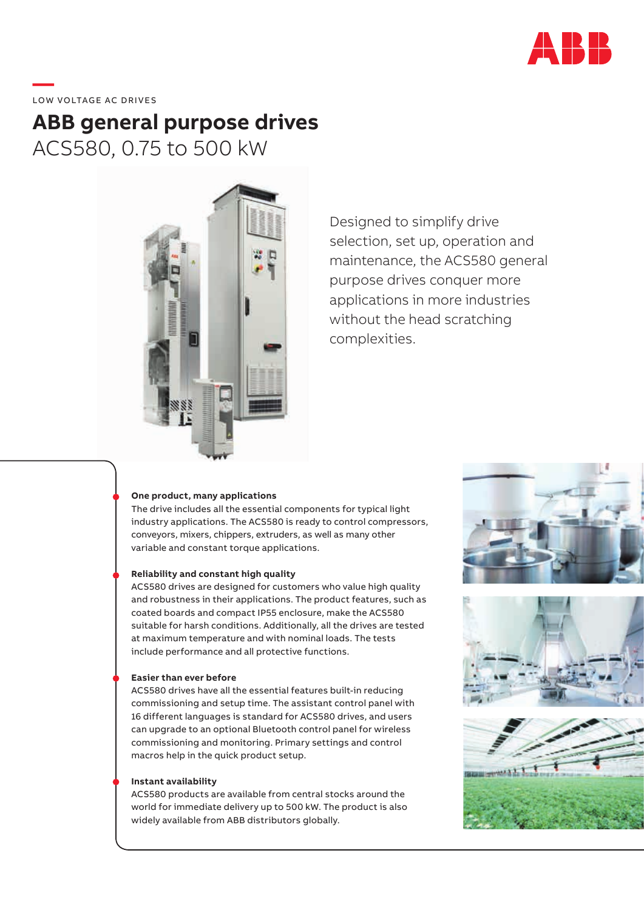LOW VOLTAGE AC DRIVES

# ABB general purpose drives

## ACS580, 0.75 to 500 kW

Designed to simplify drive selection, set up, operation and maintenance, the ACS580 general purpose drives conquer more applications in more industries without the head scratching complexities.

**One product, many applications**
The drive includes all the essential components for typical light industry applications. The ACS580 is ready to control compressors, conveyors, mixers, chippers, extruders, as well as many other variable and constant torque applications.

**Reliability and constant high quality**
ACS580 drives are designed for customers who value high quality and robustness in their applications. The product features, such as coated boards and compact IP55 enclosure, make the ACS580 suitable for harsh conditions. Additionally, all the drives are tested at maximum temperature and with nominal loads. The tests include performance and all protective functions.

**Easier than ever before**
ACS580 drives have all the essential features built-in reducing commissioning and setup time. The assistant control panel with 16 different languages is standard for ACS580 drives, and users can upgrade to an optional Bluetooth control panel for wireless commissioning and monitoring. Primary settings and control macros help in the quick product setup.

**Instant availability**
ACS580 products are available from central stocks around the world for immediate delivery up to 500 kW. The product is also widely available from ABB distributors globally.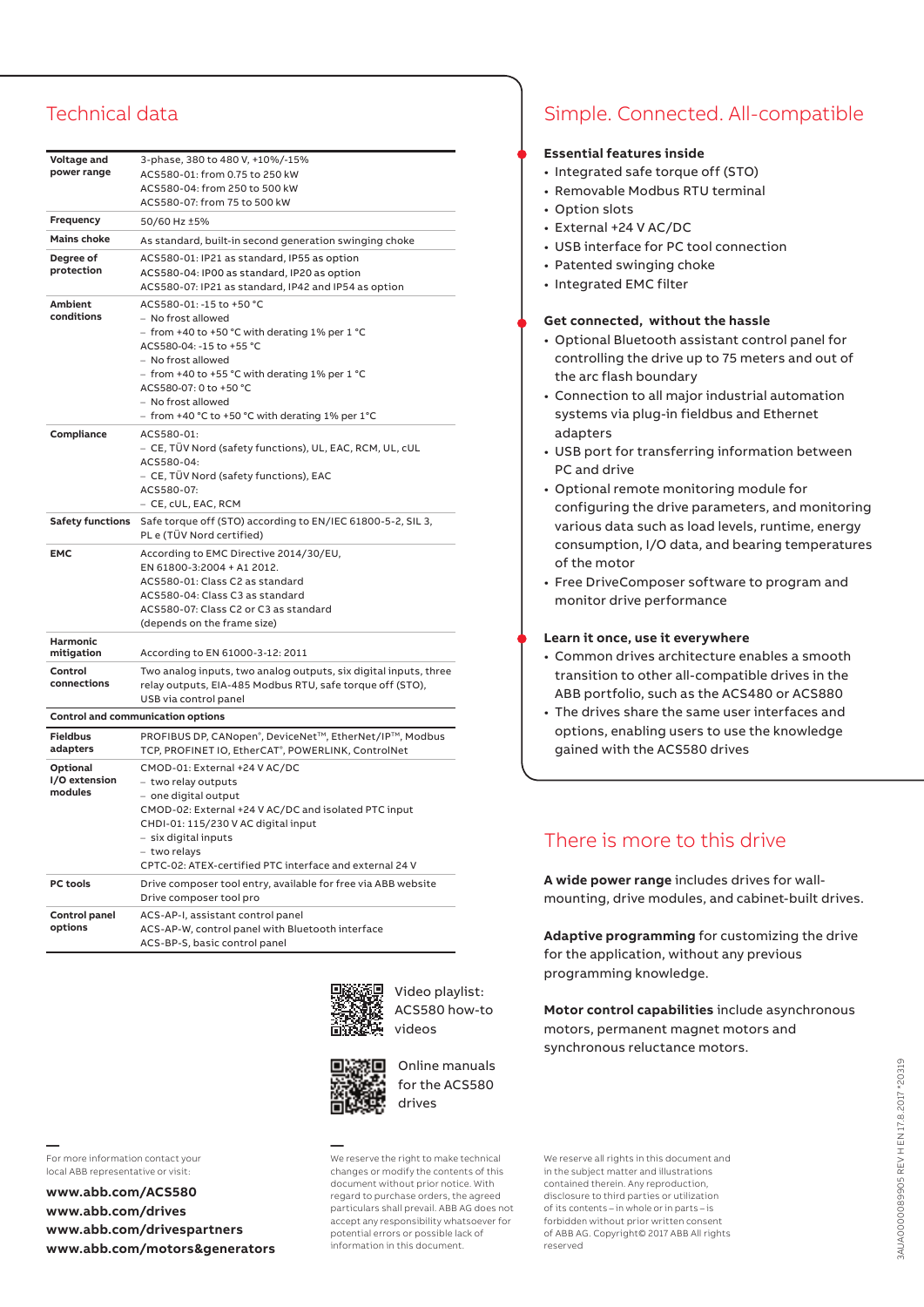## Technical data

| | |
|---|---|
| **Voltage and power range** | 3-phase, 380 to 480 V, +10%/-15%<br>ACS580-01: from 0.75 to 250 kW<br>ACS580-04: from 250 to 500 kW<br>ACS580-07: from 75 to 500 kW |
| **Frequency** | 50/60 Hz ±5% |
| **Mains choke** | As standard, built-in second generation swinging choke |
| **Degree of protection** | ACS580-01: IP21 as standard, IP55 as option<br>ACS580-04: IP00 as standard, IP20 as option<br>ACS580-07: IP21 as standard, IP42 and IP54 as option |
| **Ambient conditions** | ACS580-01: -15 to +50 °C<br>– No frost allowed<br>– from +40 to +50 °C with derating 1% per 1 °C<br>ACS580-04: -15 to +55 °C<br>– No frost allowed<br>– from +40 to +55 °C with derating 1% per 1 °C<br>ACS580-07: 0 to +50 °C<br>– No frost allowed<br>– from +40 °C to +50 °C with derating 1% per 1°C |
| **Compliance** | ACS580-01:<br>– CE, TÜV Nord (safety functions), UL, EAC, RCM, UL, cUL<br>ACS580-04:<br>– CE, TÜV Nord (safety functions), EAC<br>ACS580-07:<br>– CE, cUL, EAC, RCM |
| **Safety functions** | Safe torque off (STO) according to EN/IEC 61800-5-2, SIL 3, PL e (TÜV Nord certified) |
| **EMC** | According to EMC Directive 2014/30/EU, EN 61800-3:2004 + A1 2012.<br>ACS580-01: Class C2 as standard<br>ACS580-04: Class C3 as standard<br>ACS580-07: Class C2 or C3 as standard (depends on the frame size) |
| **Harmonic mitigation** | According to EN 61000-3-12: 2011 |
| **Control connections** | Two analog inputs, two analog outputs, six digital inputs, three relay outputs, EIA-485 Modbus RTU, safe torque off (STO), USB via control panel |
| **Control and communication options** | |
| **Fieldbus adapters** | PROFIBUS DP, CANopen®, DeviceNet™, EtherNet/IP™, Modbus TCP, PROFINET IO, EtherCAT®, POWERLINK, ControlNet |
| **Optional I/O extension modules** | CMOD-01: External +24 V AC/DC<br>– two relay outputs<br>– one digital output<br>CMOD-02: External +24 V AC/DC and isolated PTC input<br>CHDI-01: 115/230 V AC digital input<br>– six digital inputs<br>– two relays<br>CPTC-02: ATEX-certified PTC interface and external 24 V |
| **PC tools** | Drive composer tool entry, available for free via ABB website<br>Drive composer tool pro |
| **Control panel options** | ACS-AP-I, assistant control panel<br>ACS-AP-W, control panel with Bluetooth interface<br>ACS-BP-S, basic control panel |

Video playlist: ACS580 how-to videos

Online manuals for the ACS580 drives

## Simple. Connected. All-compatible

**Essential features inside**
- Integrated safe torque off (STO)
- Removable Modbus RTU terminal
- Option slots
- External +24 V AC/DC
- USB interface for PC tool connection
- Patented swinging choke
- Integrated EMC filter

**Get connected, without the hassle**
- Optional Bluetooth assistant control panel for controlling the drive up to 75 meters and out of the arc flash boundary
- Connection to all major industrial automation systems via plug-in fieldbus and Ethernet adapters
- USB port for transferring information between PC and drive
- Optional remote monitoring module for configuring the drive parameters, and monitoring various data such as load levels, runtime, energy consumption, I/O data, and bearing temperatures of the motor
- Free DriveComposer software to program and monitor drive performance

**Learn it once, use it everywhere**
- Common drives architecture enables a smooth transition to other all-compatible drives in the ABB portfolio, such as the ACS480 or ACS880
- The drives share the same user interfaces and options, enabling users to use the knowledge gained with the ACS580 drives

## There is more to this drive

**A wide power range** includes drives for wall-mounting, drive modules, and cabinet-built drives.

**Adaptive programming** for customizing the drive for the application, without any previous programming knowledge.

**Motor control capabilities** include asynchronous motors, permanent magnet motors and synchronous reluctance motors.

—

For more information contact your local ABB representative or visit:

**www.abb.com/ACS580**
**www.abb.com/drives**
**www.abb.com/drivespartners**
**www.abb.com/motors&generators**

—

We reserve the right to make technical changes or modify the contents of this document without prior notice. With regard to purchase orders, the agreed particulars shall prevail. ABB AG does not accept any responsibility whatsoever for potential errors or possible lack of information in this document.

We reserve all rights in this document and in the subject matter and illustrations contained therein. Any reproduction, disclosure to third parties or utilization of its contents – in whole or in parts – is forbidden without prior written consent of ABB AG. Copyright© 2017 ABB All rights reserved

3AUA0000089905 REV H EN 17.8.2017 *20319